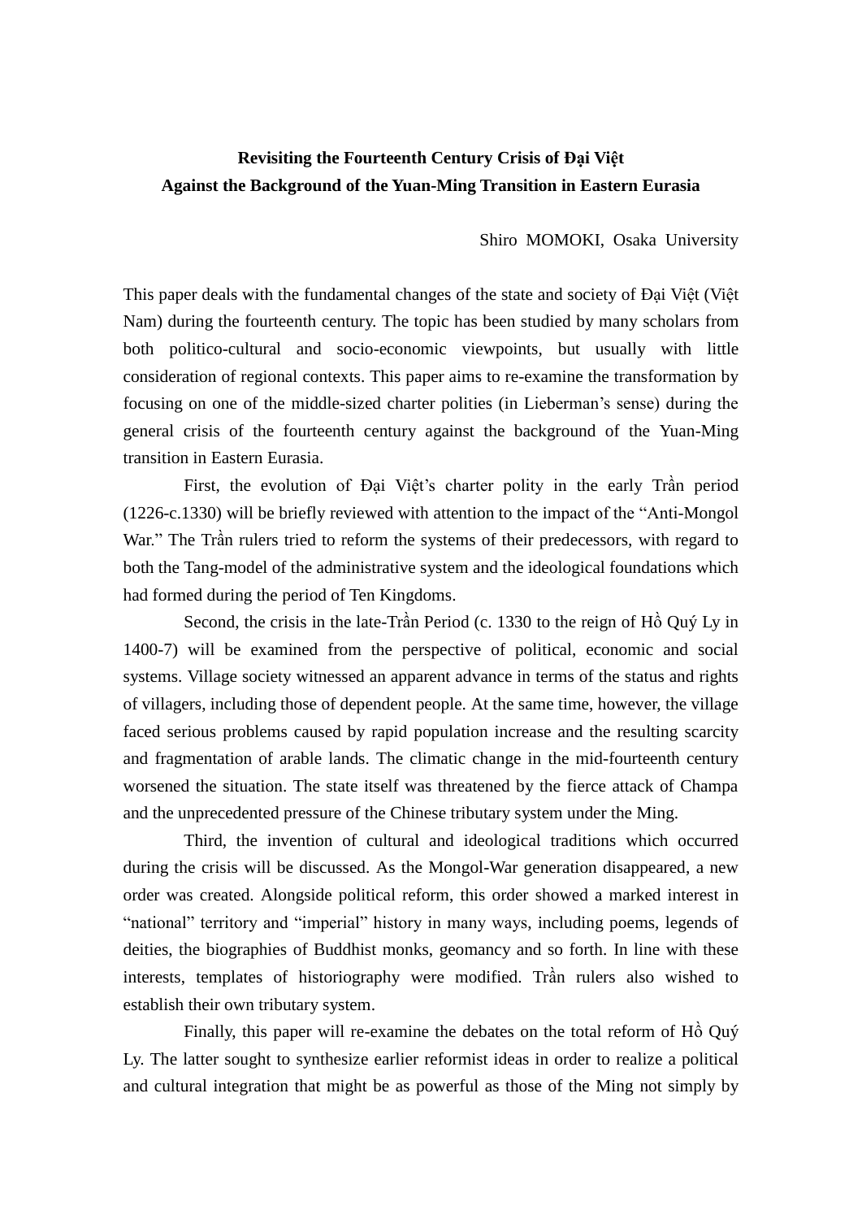# Revisiting the Fourteenth Century Crisis of Đại Việt
# Against the Background of the Yuan-Ming Transition in Eastern Eurasia

Shiro MOMOKI, Osaka University

This paper deals with the fundamental changes of the state and society of Đại Việt (Việt Nam) during the fourteenth century. The topic has been studied by many scholars from both politico-cultural and socio-economic viewpoints, but usually with little consideration of regional contexts. This paper aims to re-examine the transformation by focusing on one of the middle-sized charter polities (in Lieberman's sense) during the general crisis of the fourteenth century against the background of the Yuan-Ming transition in Eastern Eurasia.

First, the evolution of Đại Việt's charter polity in the early Trần period (1226-c.1330) will be briefly reviewed with attention to the impact of the "Anti-Mongol War." The Trần rulers tried to reform the systems of their predecessors, with regard to both the Tang-model of the administrative system and the ideological foundations which had formed during the period of Ten Kingdoms.

Second, the crisis in the late-Trần Period (c. 1330 to the reign of Hồ Quý Ly in 1400-7) will be examined from the perspective of political, economic and social systems. Village society witnessed an apparent advance in terms of the status and rights of villagers, including those of dependent people. At the same time, however, the village faced serious problems caused by rapid population increase and the resulting scarcity and fragmentation of arable lands. The climatic change in the mid-fourteenth century worsened the situation. The state itself was threatened by the fierce attack of Champa and the unprecedented pressure of the Chinese tributary system under the Ming.

Third, the invention of cultural and ideological traditions which occurred during the crisis will be discussed. As the Mongol-War generation disappeared, a new order was created. Alongside political reform, this order showed a marked interest in "national" territory and "imperial" history in many ways, including poems, legends of deities, the biographies of Buddhist monks, geomancy and so forth. In line with these interests, templates of historiography were modified. Trần rulers also wished to establish their own tributary system.

Finally, this paper will re-examine the debates on the total reform of Hồ Quý Ly. The latter sought to synthesize earlier reformist ideas in order to realize a political and cultural integration that might be as powerful as those of the Ming not simply by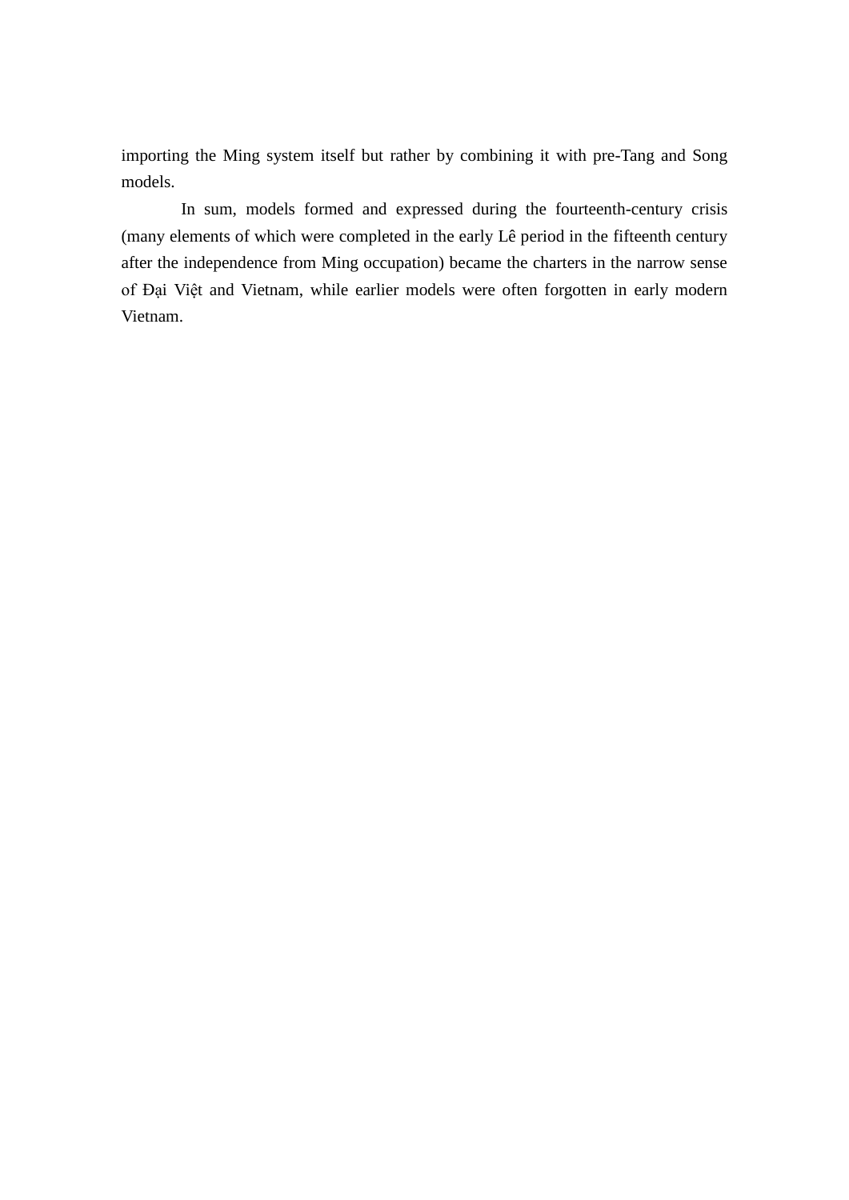importing the Ming system itself but rather by combining it with pre-Tang and Song models.

In sum, models formed and expressed during the fourteenth-century crisis (many elements of which were completed in the early Lê period in the fifteenth century after the independence from Ming occupation) became the charters in the narrow sense of Đại Việt and Vietnam, while earlier models were often forgotten in early modern Vietnam.